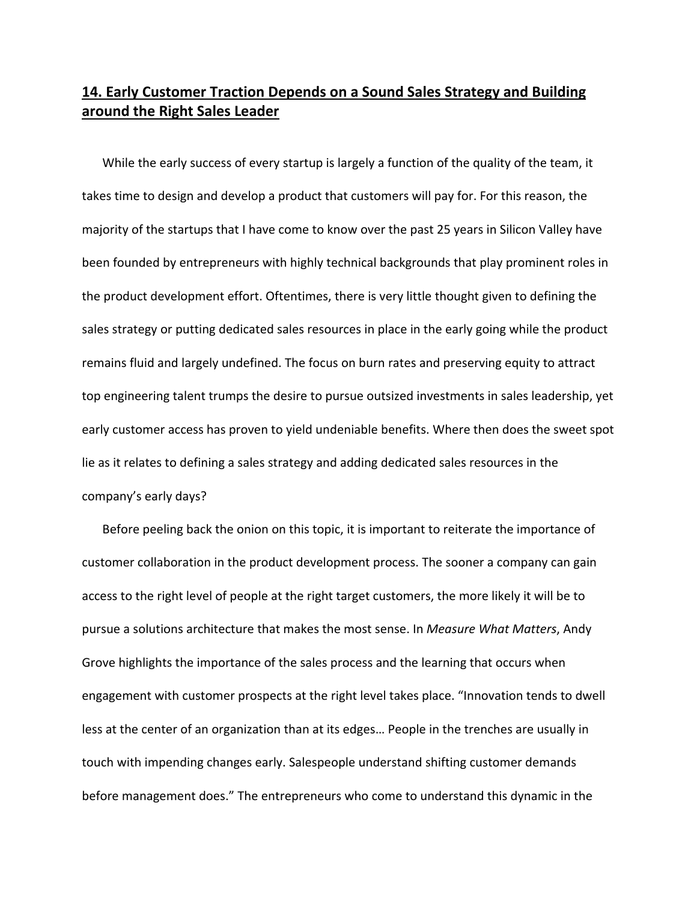## 14. Early Customer Traction Depends on a Sound Sales Strategy and Building around the Right Sales Leader

While the early success of every startup is largely a function of the quality of the team, it takes time to design and develop a product that customers will pay for. For this reason, the majority of the startups that I have come to know over the past 25 years in Silicon Valley have been founded by entrepreneurs with highly technical backgrounds that play prominent roles in the product development effort. Oftentimes, there is very little thought given to defining the sales strategy or putting dedicated sales resources in place in the early going while the product remains fluid and largely undefined. The focus on burn rates and preserving equity to attract top engineering talent trumps the desire to pursue outsized investments in sales leadership, yet early customer access has proven to yield undeniable benefits. Where then does the sweet spot lie as it relates to defining a sales strategy and adding dedicated sales resources in the company's early days?

Before peeling back the onion on this topic, it is important to reiterate the importance of customer collaboration in the product development process. The sooner a company can gain access to the right level of people at the right target customers, the more likely it will be to pursue a solutions architecture that makes the most sense. In *Measure What Matters*, Andy Grove highlights the importance of the sales process and the learning that occurs when engagement with customer prospects at the right level takes place. "Innovation tends to dwell less at the center of an organization than at its edges… People in the trenches are usually in touch with impending changes early. Salespeople understand shifting customer demands before management does." The entrepreneurs who come to understand this dynamic in the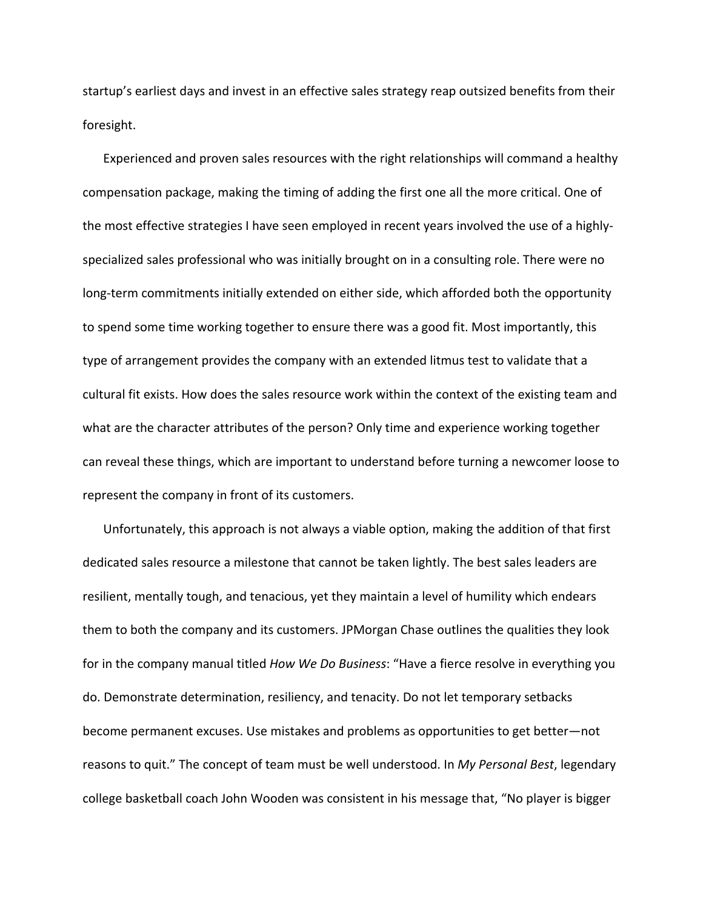startup's earliest days and invest in an effective sales strategy reap outsized benefits from their foresight.

Experienced and proven sales resources with the right relationships will command a healthy compensation package, making the timing of adding the first one all the more critical. One of the most effective strategies I have seen employed in recent years involved the use of a highly-specialized sales professional who was initially brought on in a consulting role. There were no long-term commitments initially extended on either side, which afforded both the opportunity to spend some time working together to ensure there was a good fit. Most importantly, this type of arrangement provides the company with an extended litmus test to validate that a cultural fit exists. How does the sales resource work within the context of the existing team and what are the character attributes of the person? Only time and experience working together can reveal these things, which are important to understand before turning a newcomer loose to represent the company in front of its customers.

Unfortunately, this approach is not always a viable option, making the addition of that first dedicated sales resource a milestone that cannot be taken lightly. The best sales leaders are resilient, mentally tough, and tenacious, yet they maintain a level of humility which endears them to both the company and its customers. JPMorgan Chase outlines the qualities they look for in the company manual titled *How We Do Business*: "Have a fierce resolve in everything you do. Demonstrate determination, resiliency, and tenacity. Do not let temporary setbacks become permanent excuses. Use mistakes and problems as opportunities to get better—not reasons to quit." The concept of team must be well understood. In *My Personal Best*, legendary college basketball coach John Wooden was consistent in his message that, "No player is bigger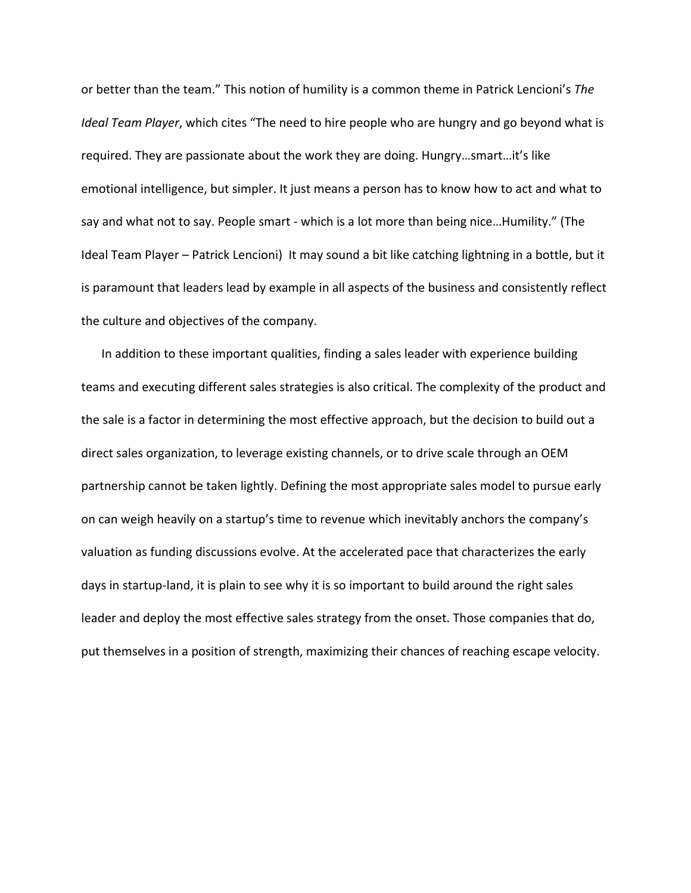or better than the team." This notion of humility is a common theme in Patrick Lencioni's *The Ideal Team Player*, which cites "The need to hire people who are hungry and go beyond what is required. They are passionate about the work they are doing. Hungry…smart…it's like emotional intelligence, but simpler. It just means a person has to know how to act and what to say and what not to say. People smart - which is a lot more than being nice…Humility." (The Ideal Team Player – Patrick Lencioni)  It may sound a bit like catching lightning in a bottle, but it is paramount that leaders lead by example in all aspects of the business and consistently reflect the culture and objectives of the company.

In addition to these important qualities, finding a sales leader with experience building teams and executing different sales strategies is also critical. The complexity of the product and the sale is a factor in determining the most effective approach, but the decision to build out a direct sales organization, to leverage existing channels, or to drive scale through an OEM partnership cannot be taken lightly. Defining the most appropriate sales model to pursue early on can weigh heavily on a startup's time to revenue which inevitably anchors the company's valuation as funding discussions evolve. At the accelerated pace that characterizes the early days in startup-land, it is plain to see why it is so important to build around the right sales leader and deploy the most effective sales strategy from the onset. Those companies that do, put themselves in a position of strength, maximizing their chances of reaching escape velocity.